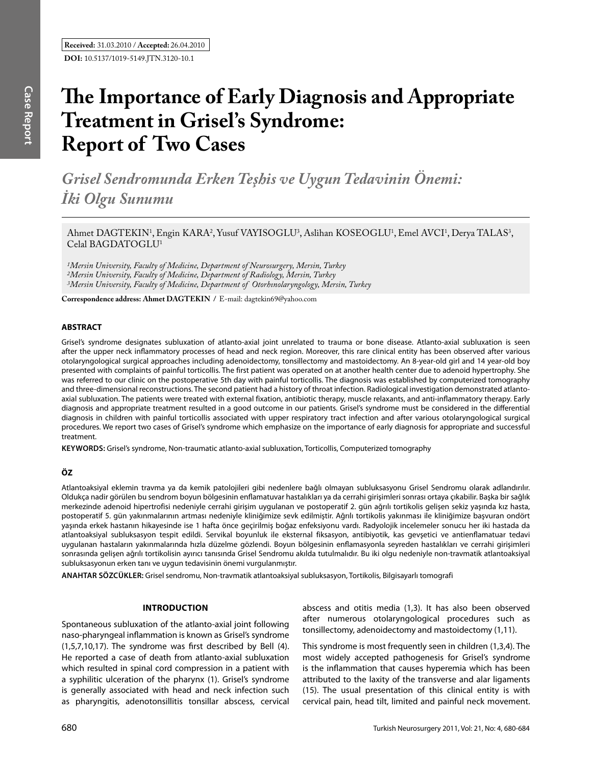**Received:** 31.03.2010 / **Accepted:** 26.04.2010

**DOI:** 10.5137/1019-5149.JTN.3120-10.1

Case Report

# The Importance of Early Diagnosis and Appropriate Treatment in Grisel's Syndrome: Report of Two Cases

## *Grisel Sendromunda Erken Teşhis ve Uygun Tedavinin Önemi: İki Olgu Sunumu*

Ahmet DAGTEKIN[1], Engin KARA[2], Yusuf VAYISOGLU[3], Aslihan KOSEOGLU[1], Emel AVCI[1], Derya TALAS[3], Celal BAGDATOGLU[1]

*[1]Mersin University, Faculty of Medicine, Department of Neurosurgery, Mersin, Turkey*
*[2]Mersin University, Faculty of Medicine, Department of Radiology, Mersin, Turkey*
*[3]Mersin University, Faculty of Medicine, Department of Otorhınolaryngology, Mersin, Turkey*

**Correspondence address: Ahmet DAGTEKIN /** E-mail: dagtekin69@yahoo.com

### ABSTRACT

Grisel's syndrome designates subluxation of atlanto-axial joint unrelated to trauma or bone disease. Atlanto-axial subluxation is seen after the upper neck inflammatory processes of head and neck region. Moreover, this rare clinical entity has been observed after various otolaryngological surgical approaches including adenoidectomy, tonsillectomy and mastoidectomy. An 8-year-old girl and 14 year-old boy presented with complaints of painful torticollis. The first patient was operated on at another health center due to adenoid hypertrophy. She was referred to our clinic on the postoperative 5th day with painful torticollis. The diagnosis was established by computerized tomography and three-dimensional reconstructions. The second patient had a history of throat infection. Radiological investigation demonstrated atlanto-axial subluxation. The patients were treated with external fixation, antibiotic therapy, muscle relaxants, and anti-inflammatory therapy. Early diagnosis and appropriate treatment resulted in a good outcome in our patients. Grisel's syndrome must be considered in the differential diagnosis in children with painful torticollis associated with upper respiratory tract infection and after various otolaryngological surgical procedures. We report two cases of Grisel's syndrome which emphasize on the importance of early diagnosis for appropriate and successful treatment.

**KEYWORDS:** Grisel's syndrome, Non-traumatic atlanto-axial subluxation, Torticollis, Computerized tomography

### ÖZ

Atlantoaksiyal eklemin travma ya da kemik patolojileri gibi nedenlere bağlı olmayan subluksasyonu Grisel Sendromu olarak adlandırılır. Oldukça nadir görülen bu sendrom boyun bölgesinin enflamatuvar hastalıkları ya da cerrahi girişimleri sonrası ortaya çıkabilir. Başka bir sağlık merkezinde adenoid hipertrofisi nedeniyle cerrahi girişim uygulanan ve postoperatif 2. gün ağrılı tortikolis gelişen sekiz yaşında kız hasta, postoperatif 5. gün yakınmalarının artması nedeniyle kliniğimize sevk edilmiştir. Ağrılı tortikolis yakınması ile kliniğimize başvuran ondört yaşında erkek hastanın hikayesinde ise 1 hafta önce geçirilmiş boğaz enfeksiyonu vardı. Radyolojik incelemeler sonucu her iki hastada da atlantoaksiyal subluksasyon tespit edildi. Servikal boyunluk ile eksternal fiksasyon, antibiyotik, kas gevşetici ve antienflamatuar tedavi uygulanan hastaların yakınmalarında hızla düzelme gözlendi. Boyun bölgesinin enflamasyonla seyreden hastalıkları ve cerrahi girişimleri sonrasında gelişen ağrılı tortikolisin ayırıcı tanısında Grisel Sendromu akılda tutulmalıdır. Bu iki olgu nedeniyle non-travmatik atlantoaksiyal subluksasyonun erken tanı ve uygun tedavisinin önemi vurgulanmıştır.

**ANAHTAR SÖZCÜKLER:** Grisel sendromu, Non-travmatik atlantoaksiyal subluksasyon, Tortikolis, Bilgisayarlı tomografi

### INTRODUCTION

Spontaneous subluxation of the atlanto-axial joint following naso-pharyngeal inflammation is known as Grisel's syndrome (1,5,7,10,17). The syndrome was first described by Bell (4). He reported a case of death from atlanto-axial subluxation which resulted in spinal cord compression in a patient with a syphilitic ulceration of the pharynx (1). Grisel's syndrome is generally associated with head and neck infection such as pharyngitis, adenotonsillitis tonsillar abscess, cervical abscess and otitis media (1,3). It has also been observed after numerous otolaryngological procedures such as tonsillectomy, adenoidectomy and mastoidectomy (1,11).

This syndrome is most frequently seen in children (1,3,4). The most widely accepted pathogenesis for Grisel's syndrome is the inflammation that causes hyperemia which has been attributed to the laxity of the transverse and alar ligaments (15). The usual presentation of this clinical entity is with cervical pain, head tilt, limited and painful neck movement.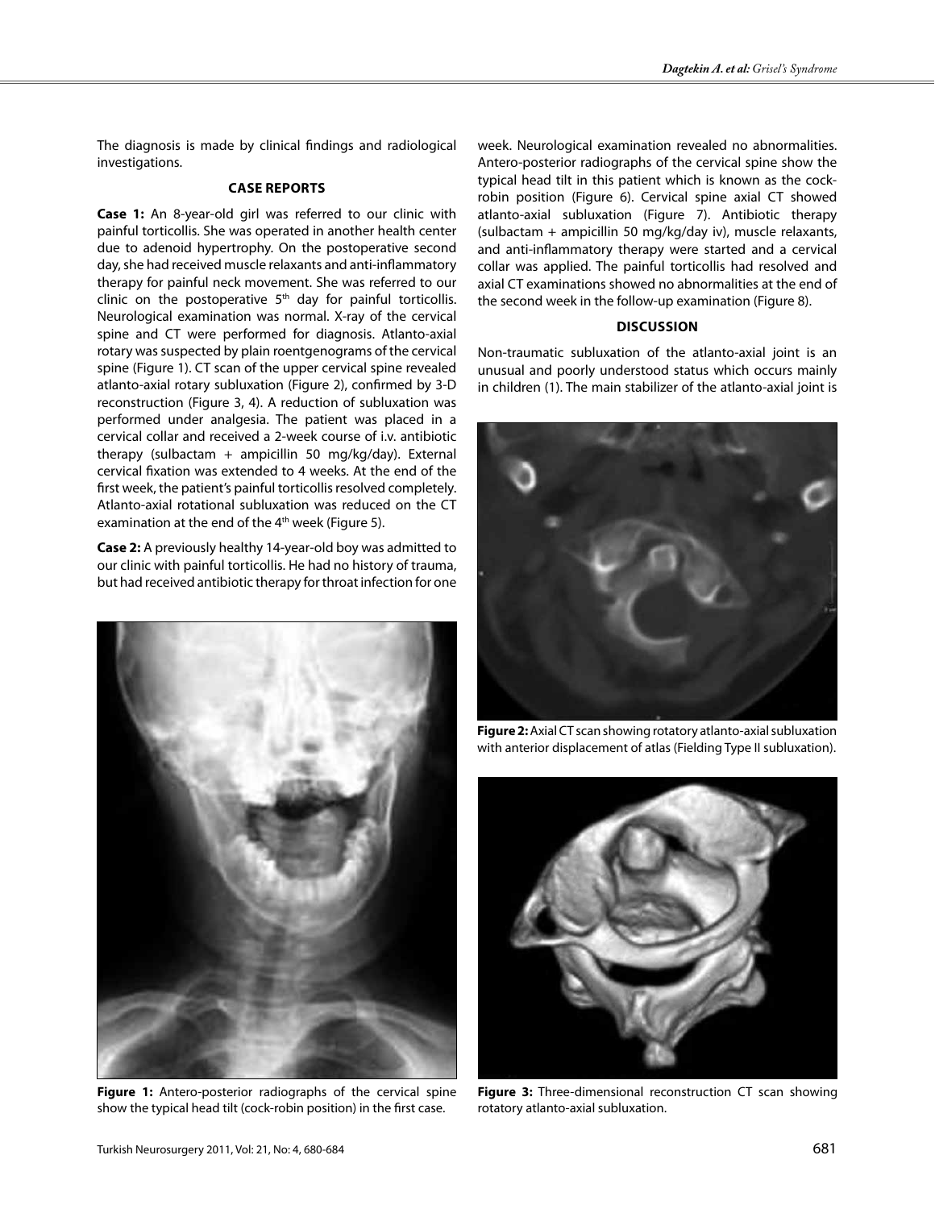The diagnosis is made by clinical findings and radiological investigations.

## CASE REPORTS

**Case 1:** An 8-year-old girl was referred to our clinic with painful torticollis. She was operated in another health center due to adenoid hypertrophy. On the postoperative second day, she had received muscle relaxants and anti-inflammatory therapy for painful neck movement. She was referred to our clinic on the postoperative 5th day for painful torticollis. Neurological examination was normal. X-ray of the cervical spine and CT were performed for diagnosis. Atlanto-axial rotary was suspected by plain roentgenograms of the cervical spine (Figure 1). CT scan of the upper cervical spine revealed atlanto-axial rotary subluxation (Figure 2), confirmed by 3-D reconstruction (Figure 3, 4). A reduction of subluxation was performed under analgesia. The patient was placed in a cervical collar and received a 2-week course of i.v. antibiotic therapy (sulbactam + ampicillin 50 mg/kg/day). External cervical fixation was extended to 4 weeks. At the end of the first week, the patient's painful torticollis resolved completely. Atlanto-axial rotational subluxation was reduced on the CT examination at the end of the 4th week (Figure 5).

**Case 2:** A previously healthy 14-year-old boy was admitted to our clinic with painful torticollis. He had no history of trauma, but had received antibiotic therapy for throat infection for one week. Neurological examination revealed no abnormalities. Antero-posterior radiographs of the cervical spine show the typical head tilt in this patient which is known as the cock-robin position (Figure 6). Cervical spine axial CT showed atlanto-axial subluxation (Figure 7). Antibiotic therapy (sulbactam + ampicillin 50 mg/kg/day iv), muscle relaxants, and anti-inflammatory therapy were started and a cervical collar was applied. The painful torticollis had resolved and axial CT examinations showed no abnormalities at the end of the second week in the follow-up examination (Figure 8).

## DISCUSSION

Non-traumatic subluxation of the atlanto-axial joint is an unusual and poorly understood status which occurs mainly in children (1). The main stabilizer of the atlanto-axial joint is

**Figure 1:** Antero-posterior radiographs of the cervical spine show the typical head tilt (cock-robin position) in the first case.

**Figure 2:** Axial CT scan showing rotatory atlanto-axial subluxation with anterior displacement of atlas (Fielding Type II subluxation).

**Figure 3:** Three-dimensional reconstruction CT scan showing rotatory atlanto-axial subluxation.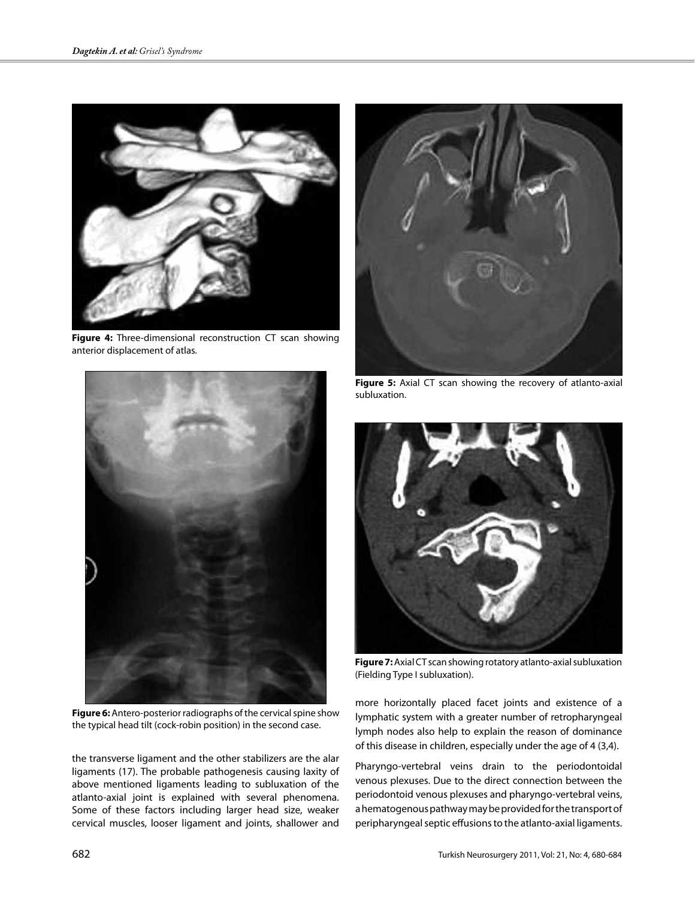Figure 4: Three-dimensional reconstruction CT scan showing anterior displacement of atlas.

Figure 5: Axial CT scan showing the recovery of atlanto-axial subluxation.

Figure 6: Antero-posterior radiographs of the cervical spine show the typical head tilt (cock-robin position) in the second case.

Figure 7: Axial CT scan showing rotatory atlanto-axial subluxation (Fielding Type I subluxation).

the transverse ligament and the other stabilizers are the alar ligaments (17). The probable pathogenesis causing laxity of above mentioned ligaments leading to subluxation of the atlanto-axial joint is explained with several phenomena. Some of these factors including larger head size, weaker cervical muscles, looser ligament and joints, shallower and more horizontally placed facet joints and existence of a lymphatic system with a greater number of retropharyngeal lymph nodes also help to explain the reason of dominance of this disease in children, especially under the age of 4 (3,4).

Pharyngo-vertebral veins drain to the periodontoidal venous plexuses. Due to the direct connection between the periodontoid venous plexuses and pharyngo-vertebral veins, a hematogenous pathway may be provided for the transport of peripharyngeal septic effusions to the atlanto-axial ligaments.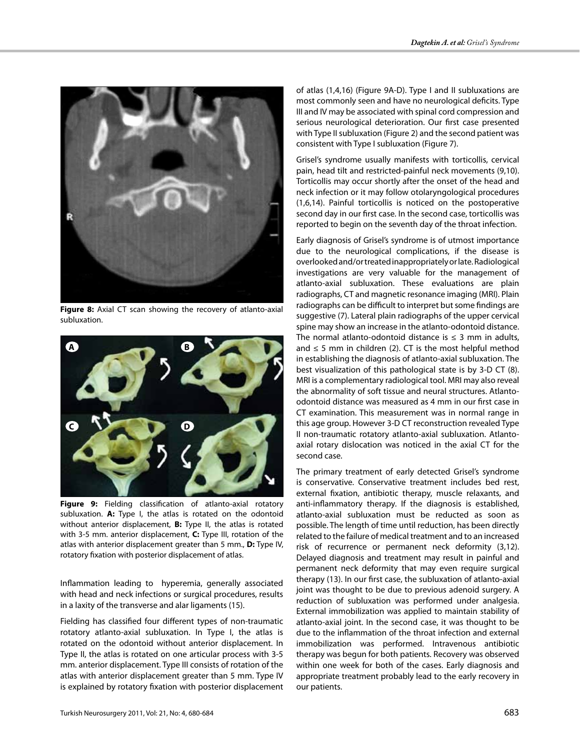**Figure 8:** Axial CT scan showing the recovery of atlanto-axial subluxation.

**Figure 9:** Fielding classification of atlanto-axial rotatory subluxation. **A:** Type I, the atlas is rotated on the odontoid without anterior displacement, **B:** Type II, the atlas is rotated with 3-5 mm. anterior displacement, **C:** Type III, rotation of the atlas with anterior displacement greater than 5 mm., **D:** Type IV, rotatory fixation with posterior displacement of atlas.

Inflammation leading to hyperemia, generally associated with head and neck infections or surgical procedures, results in a laxity of the transverse and alar ligaments (15).

Fielding has classified four different types of non-traumatic rotatory atlanto-axial subluxation. In Type I, the atlas is rotated on the odontoid without anterior displacement. In Type II, the atlas is rotated on one articular process with 3-5 mm. anterior displacement. Type III consists of rotation of the atlas with anterior displacement greater than 5 mm. Type IV is explained by rotatory fixation with posterior displacement of atlas (1,4,16) (Figure 9A-D). Type I and II subluxations are most commonly seen and have no neurological deficits. Type III and IV may be associated with spinal cord compression and serious neurological deterioration. Our first case presented with Type II subluxation (Figure 2) and the second patient was consistent with Type I subluxation (Figure 7).

Grisel's syndrome usually manifests with torticollis, cervical pain, head tilt and restricted-painful neck movements (9,10). Torticollis may occur shortly after the onset of the head and neck infection or it may follow otolaryngological procedures (1,6,14). Painful torticollis is noticed on the postoperative second day in our first case. In the second case, torticollis was reported to begin on the seventh day of the throat infection.

Early diagnosis of Grisel's syndrome is of utmost importance due to the neurological complications, if the disease is overlooked and/or treated inappropriately or late. Radiological investigations are very valuable for the management of atlanto-axial subluxation. These evaluations are plain radiographs, CT and magnetic resonance imaging (MRI). Plain radiographs can be difficult to interpret but some findings are suggestive (7). Lateral plain radiographs of the upper cervical spine may show an increase in the atlanto-odontoid distance. The normal atlanto-odontoid distance is ≤ 3 mm in adults, and ≤ 5 mm in children (2). CT is the most helpful method in establishing the diagnosis of atlanto-axial subluxation. The best visualization of this pathological state is by 3-D CT (8). MRI is a complementary radiological tool. MRI may also reveal the abnormality of soft tissue and neural structures. Atlanto-odontoid distance was measured as 4 mm in our first case in CT examination. This measurement was in normal range in this age group. However 3-D CT reconstruction revealed Type II non-traumatic rotatory atlanto-axial subluxation. Atlanto-axial rotary dislocation was noticed in the axial CT for the second case.

The primary treatment of early detected Grisel's syndrome is conservative. Conservative treatment includes bed rest, external fixation, antibiotic therapy, muscle relaxants, and anti-inflammatory therapy. If the diagnosis is established, atlanto-axial subluxation must be reducted as soon as possible. The length of time until reduction, has been directly related to the failure of medical treatment and to an increased risk of recurrence or permanent neck deformity (3,12). Delayed diagnosis and treatment may result in painful and permanent neck deformity that may even require surgical therapy (13). In our first case, the subluxation of atlanto-axial joint was thought to be due to previous adenoid surgery. A reduction of subluxation was performed under analgesia. External immobilization was applied to maintain stability of atlanto-axial joint. In the second case, it was thought to be due to the inflammation of the throat infection and external immobilization was performed. Intravenous antibiotic therapy was begun for both patients. Recovery was observed within one week for both of the cases. Early diagnosis and appropriate treatment probably lead to the early recovery in our patients.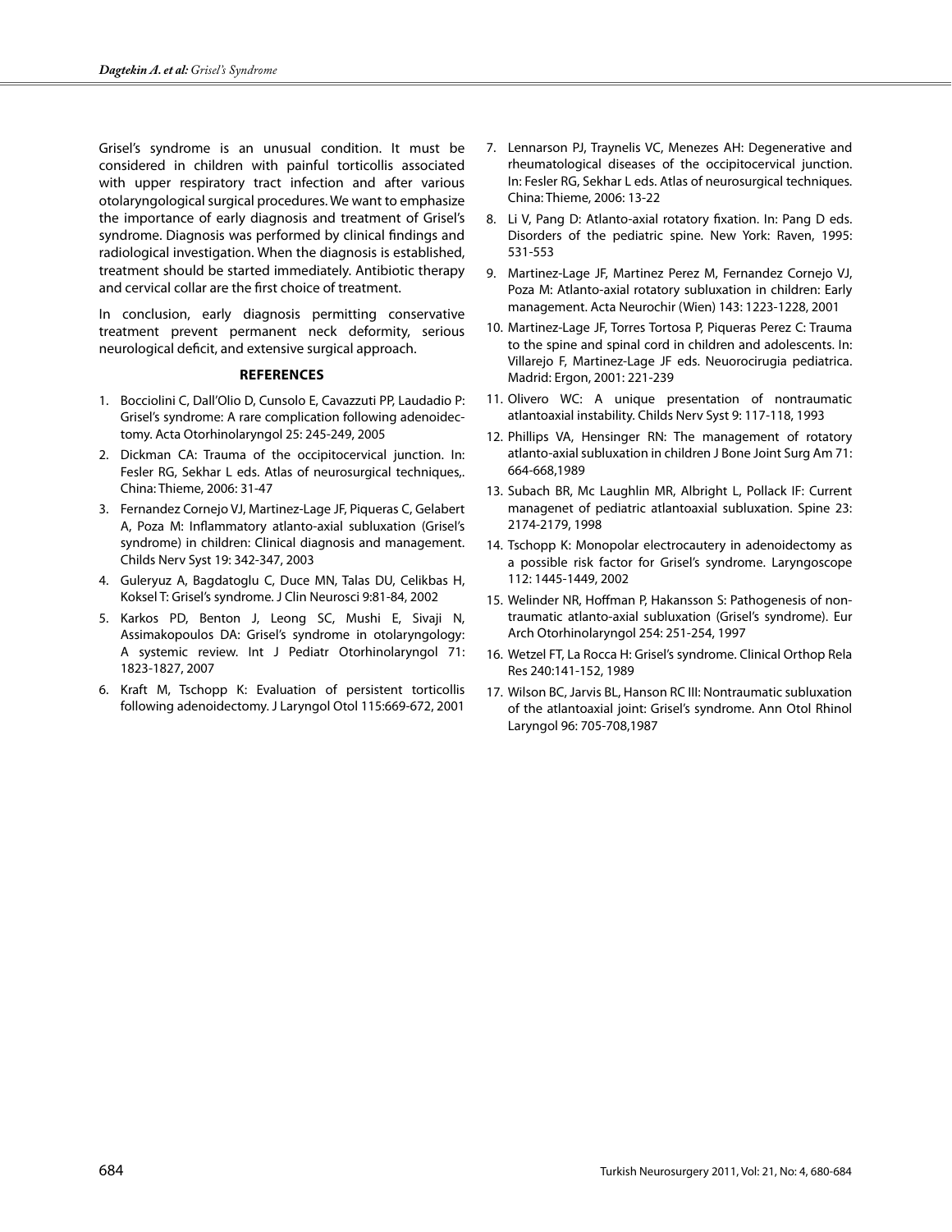Grisel's syndrome is an unusual condition. It must be considered in children with painful torticollis associated with upper respiratory tract infection and after various otolaryngological surgical procedures. We want to emphasize the importance of early diagnosis and treatment of Grisel's syndrome. Diagnosis was performed by clinical findings and radiological investigation. When the diagnosis is established, treatment should be started immediately. Antibiotic therapy and cervical collar are the first choice of treatment.

In conclusion, early diagnosis permitting conservative treatment prevent permanent neck deformity, serious neurological deficit, and extensive surgical approach.

## REFERENCES

1. Bocciolini C, Dall'Olio D, Cunsolo E, Cavazzuti PP, Laudadio P: Grisel's syndrome: A rare complication following adenoidectomy. Acta Otorhinolaryngol 25: 245-249, 2005
2. Dickman CA: Trauma of the occipitocervical junction. In: Fesler RG, Sekhar L eds. Atlas of neurosurgical techniques,. China: Thieme, 2006: 31-47
3. Fernandez Cornejo VJ, Martinez-Lage JF, Piqueras C, Gelabert A, Poza M: Inflammatory atlanto-axial subluxation (Grisel's syndrome) in children: Clinical diagnosis and management. Childs Nerv Syst 19: 342-347, 2003
4. Guleryuz A, Bagdatoglu C, Duce MN, Talas DU, Celikbas H, Koksel T: Grisel's syndrome. J Clin Neurosci 9:81-84, 2002
5. Karkos PD, Benton J, Leong SC, Mushi E, Sivaji N, Assimakopoulos DA: Grisel's syndrome in otolaryngology: A systemic review. Int J Pediatr Otorhinolaryngol 71: 1823-1827, 2007
6. Kraft M, Tschopp K: Evaluation of persistent torticollis following adenoidectomy. J Laryngol Otol 115:669-672, 2001
7. Lennarson PJ, Traynelis VC, Menezes AH: Degenerative and rheumatological diseases of the occipitocervical junction. In: Fesler RG, Sekhar L eds. Atlas of neurosurgical techniques. China: Thieme, 2006: 13-22
8. Li V, Pang D: Atlanto-axial rotatory fixation. In: Pang D eds. Disorders of the pediatric spine. New York: Raven, 1995: 531-553
9. Martinez-Lage JF, Martinez Perez M, Fernandez Cornejo VJ, Poza M: Atlanto-axial rotatory subluxation in children: Early management. Acta Neurochir (Wien) 143: 1223-1228, 2001
10. Martinez-Lage JF, Torres Tortosa P, Piqueras Perez C: Trauma to the spine and spinal cord in children and adolescents. In: Villarejo F, Martinez-Lage JF eds. Neuorocirugia pediatrica. Madrid: Ergon, 2001: 221-239
11. Olivero WC: A unique presentation of nontraumatic atlantoaxial instability. Childs Nerv Syst 9: 117-118, 1993
12. Phillips VA, Hensinger RN: The management of rotatory atlanto-axial subluxation in children J Bone Joint Surg Am 71: 664-668,1989
13. Subach BR, Mc Laughlin MR, Albright L, Pollack IF: Current managenet of pediatric atlantoaxial subluxation. Spine 23: 2174-2179, 1998
14. Tschopp K: Monopolar electrocautery in adenoidectomy as a possible risk factor for Grisel's syndrome. Laryngoscope 112: 1445-1449, 2002
15. Welinder NR, Hoffman P, Hakansson S: Pathogenesis of non-traumatic atlanto-axial subluxation (Grisel's syndrome). Eur Arch Otorhinolaryngol 254: 251-254, 1997
16. Wetzel FT, La Rocca H: Grisel's syndrome. Clinical Orthop Rela Res 240:141-152, 1989
17. Wilson BC, Jarvis BL, Hanson RC III: Nontraumatic subluxation of the atlantoaxial joint: Grisel's syndrome. Ann Otol Rhinol Laryngol 96: 705-708,1987